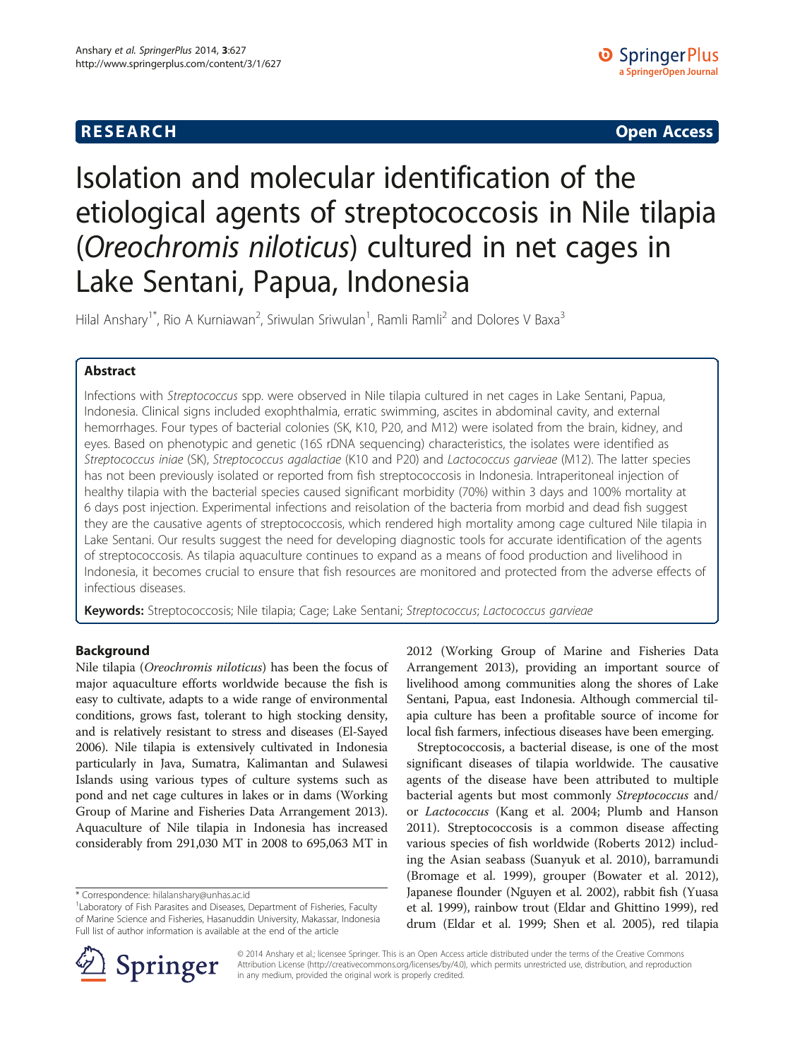**RESEARCH** **Open Access**

# Isolation and molecular identification of the etiological agents of streptococcosis in Nile tilapia (*Oreochromis niloticus*) cultured in net cages in Lake Sentani, Papua, Indonesia

Hilal Anshary[1*], Rio A Kurniawan[2], Sriwulan Sriwulan[1], Ramli Ramli[2] and Dolores V Baxa[3]

## Abstract

Infections with *Streptococcus* spp. were observed in Nile tilapia cultured in net cages in Lake Sentani, Papua, Indonesia. Clinical signs included exophthalmia, erratic swimming, ascites in abdominal cavity, and external hemorrhages. Four types of bacterial colonies (SK, K10, P20, and M12) were isolated from the brain, kidney, and eyes. Based on phenotypic and genetic (16S rDNA sequencing) characteristics, the isolates were identified as *Streptococcus iniae* (SK), *Streptococcus agalactiae* (K10 and P20) and *Lactococcus garvieae* (M12). The latter species has not been previously isolated or reported from fish streptococcosis in Indonesia. Intraperitoneal injection of healthy tilapia with the bacterial species caused significant morbidity (70%) within 3 days and 100% mortality at 6 days post injection. Experimental infections and reisolation of the bacteria from morbid and dead fish suggest they are the causative agents of streptococcosis, which rendered high mortality among cage cultured Nile tilapia in Lake Sentani. Our results suggest the need for developing diagnostic tools for accurate identification of the agents of streptococcosis. As tilapia aquaculture continues to expand as a means of food production and livelihood in Indonesia, it becomes crucial to ensure that fish resources are monitored and protected from the adverse effects of infectious diseases.

**Keywords:** Streptococcosis; Nile tilapia; Cage; Lake Sentani; *Streptococcus*; *Lactococcus garvieae*

## Background

Nile tilapia (*Oreochromis niloticus*) has been the focus of major aquaculture efforts worldwide because the fish is easy to cultivate, adapts to a wide range of environmental conditions, grows fast, tolerant to high stocking density, and is relatively resistant to stress and diseases (El-Sayed 2006). Nile tilapia is extensively cultivated in Indonesia particularly in Java, Sumatra, Kalimantan and Sulawesi Islands using various types of culture systems such as pond and net cage cultures in lakes or in dams (Working Group of Marine and Fisheries Data Arrangement 2013). Aquaculture of Nile tilapia in Indonesia has increased considerably from 291,030 MT in 2008 to 695,063 MT in 2012 (Working Group of Marine and Fisheries Data Arrangement 2013), providing an important source of livelihood among communities along the shores of Lake Sentani, Papua, east Indonesia. Although commercial tilapia culture has been a profitable source of income for local fish farmers, infectious diseases have been emerging.

Streptococcosis, a bacterial disease, is one of the most significant diseases of tilapia worldwide. The causative agents of the disease have been attributed to multiple bacterial agents but most commonly *Streptococcus* and/or *Lactococcus* (Kang et al. 2004; Plumb and Hanson 2011). Streptococcosis is a common disease affecting various species of fish worldwide (Roberts 2012) including the Asian seabass (Suanyuk et al. 2010), barramundi (Bromage et al. 1999), grouper (Bowater et al. 2012), Japanese flounder (Nguyen et al. 2002), rabbit fish (Yuasa et al. 1999), rainbow trout (Eldar and Ghittino 1999), red drum (Eldar et al. 1999; Shen et al. 2005), red tilapia

\* Correspondence: hilalanshary@unhas.ac.id
[1]Laboratory of Fish Parasites and Diseases, Department of Fisheries, Faculty of Marine Science and Fisheries, Hasanuddin University, Makassar, Indonesia
Full list of author information is available at the end of the article

© 2014 Anshary et al.; licensee Springer. This is an Open Access article distributed under the terms of the Creative Commons Attribution License (http://creativecommons.org/licenses/by/4.0), which permits unrestricted use, distribution, and reproduction in any medium, provided the original work is properly credited.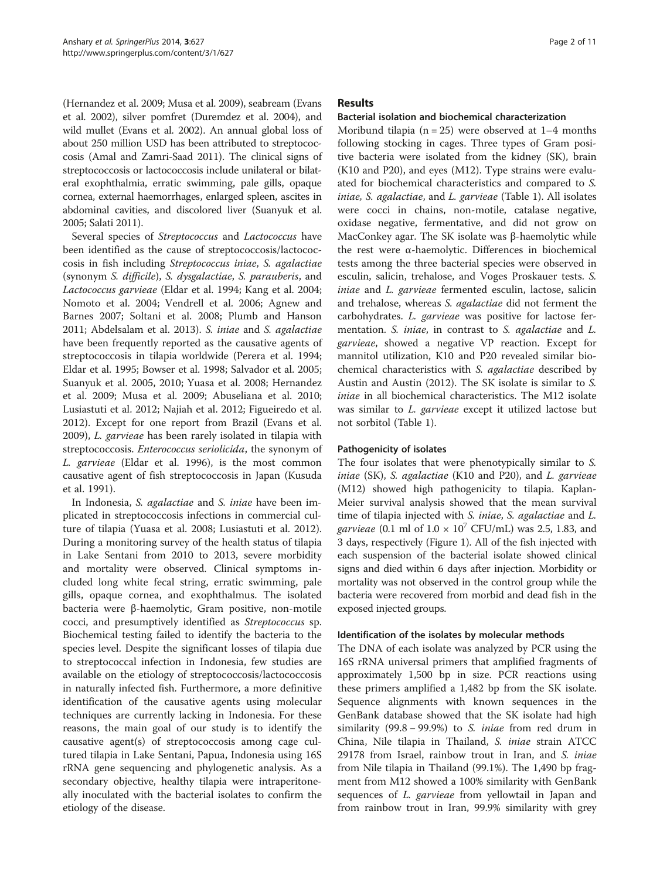(Hernandez et al. 2009; Musa et al. 2009), seabream (Evans et al. 2002), silver pomfret (Duremdez et al. 2004), and wild mullet (Evans et al. 2002). An annual global loss of about 250 million USD has been attributed to streptococcosis (Amal and Zamri-Saad 2011). The clinical signs of streptococcosis or lactococcosis include unilateral or bilateral exophthalmia, erratic swimming, pale gills, opaque cornea, external haemorrhages, enlarged spleen, ascites in abdominal cavities, and discolored liver (Suanyuk et al. 2005; Salati 2011).

Several species of *Streptococcus* and *Lactococcus* have been identified as the cause of streptococcosis/lactococcosis in fish including *Streptococcus iniae*, *S. agalactiae* (synonym *S. difficile*), *S. dysgalactiae*, *S. parauberis*, and *Lactococcus garvieae* (Eldar et al. 1994; Kang et al. 2004; Nomoto et al. 2004; Vendrell et al. 2006; Agnew and Barnes 2007; Soltani et al. 2008; Plumb and Hanson 2011; Abdelsalam et al. 2013). *S. iniae* and *S. agalactiae* have been frequently reported as the causative agents of streptococcosis in tilapia worldwide (Perera et al. 1994; Eldar et al. 1995; Bowser et al. 1998; Salvador et al. 2005; Suanyuk et al. 2005, 2010; Yuasa et al. 2008; Hernandez et al. 2009; Musa et al. 2009; Abuseliana et al. 2010; Lusiastuti et al. 2012; Najiah et al. 2012; Figueiredo et al. 2012). Except for one report from Brazil (Evans et al. 2009), *L. garvieae* has been rarely isolated in tilapia with streptococcosis. *Enterococcus seriolicida*, the synonym of *L. garvieae* (Eldar et al. 1996), is the most common causative agent of fish streptococcosis in Japan (Kusuda et al. 1991).

In Indonesia, *S. agalactiae* and *S. iniae* have been implicated in streptococcosis infections in commercial culture of tilapia (Yuasa et al. 2008; Lusiastuti et al. 2012). During a monitoring survey of the health status of tilapia in Lake Sentani from 2010 to 2013, severe morbidity and mortality were observed. Clinical symptoms included long white fecal string, erratic swimming, pale gills, opaque cornea, and exophthalmus. The isolated bacteria were β-haemolytic, Gram positive, non-motile cocci, and presumptively identified as *Streptococcus* sp. Biochemical testing failed to identify the bacteria to the species level. Despite the significant losses of tilapia due to streptococcal infection in Indonesia, few studies are available on the etiology of streptococcosis/lactococcosis in naturally infected fish. Furthermore, a more definitive identification of the causative agents using molecular techniques are currently lacking in Indonesia. For these reasons, the main goal of our study is to identify the causative agent(s) of streptococcosis among cage cultured tilapia in Lake Sentani, Papua, Indonesia using 16S rRNA gene sequencing and phylogenetic analysis. As a secondary objective, healthy tilapia were intraperitoneally inoculated with the bacterial isolates to confirm the etiology of the disease.

## Results

### Bacterial isolation and biochemical characterization

Moribund tilapia (n = 25) were observed at 1–4 months following stocking in cages. Three types of Gram positive bacteria were isolated from the kidney (SK), brain (K10 and P20), and eyes (M12). Type strains were evaluated for biochemical characteristics and compared to *S. iniae*, *S. agalactiae*, and *L. garvieae* (Table 1). All isolates were cocci in chains, non-motile, catalase negative, oxidase negative, fermentative, and did not grow on MacConkey agar. The SK isolate was β-haemolytic while the rest were α-haemolytic. Differences in biochemical tests among the three bacterial species were observed in esculin, salicin, trehalose, and Voges Proskauer tests. *S. iniae* and *L. garvieae* fermented esculin, lactose, salicin and trehalose, whereas *S. agalactiae* did not ferment the carbohydrates. *L. garvieae* was positive for lactose fermentation. *S. iniae*, in contrast to *S. agalactiae* and *L. garvieae*, showed a negative VP reaction. Except for mannitol utilization, K10 and P20 revealed similar biochemical characteristics with *S. agalactiae* described by Austin and Austin (2012). The SK isolate is similar to *S. iniae* in all biochemical characteristics. The M12 isolate was similar to *L. garvieae* except it utilized lactose but not sorbitol (Table 1).

### Pathogenicity of isolates

The four isolates that were phenotypically similar to *S. iniae* (SK), *S. agalactiae* (K10 and P20), and *L. garvieae* (M12) showed high pathogenicity to tilapia. Kaplan-Meier survival analysis showed that the mean survival time of tilapia injected with *S. iniae*, *S. agalactiae* and *L. garvieae* (0.1 ml of $1.0 \times 10^7$ CFU/mL) was 2.5, 1.83, and 3 days, respectively (Figure 1). All of the fish injected with each suspension of the bacterial isolate showed clinical signs and died within 6 days after injection. Morbidity or mortality was not observed in the control group while the bacteria were recovered from morbid and dead fish in the exposed injected groups.

### Identification of the isolates by molecular methods

The DNA of each isolate was analyzed by PCR using the 16S rRNA universal primers that amplified fragments of approximately 1,500 bp in size. PCR reactions using these primers amplified a 1,482 bp from the SK isolate. Sequence alignments with known sequences in the GenBank database showed that the SK isolate had high similarity (99.8 – 99.9%) to *S. iniae* from red drum in China, Nile tilapia in Thailand, *S. iniae* strain ATCC 29178 from Israel, rainbow trout in Iran, and *S. iniae* from Nile tilapia in Thailand (99.1%). The 1,490 bp fragment from M12 showed a 100% similarity with GenBank sequences of *L. garvieae* from yellowtail in Japan and from rainbow trout in Iran, 99.9% similarity with grey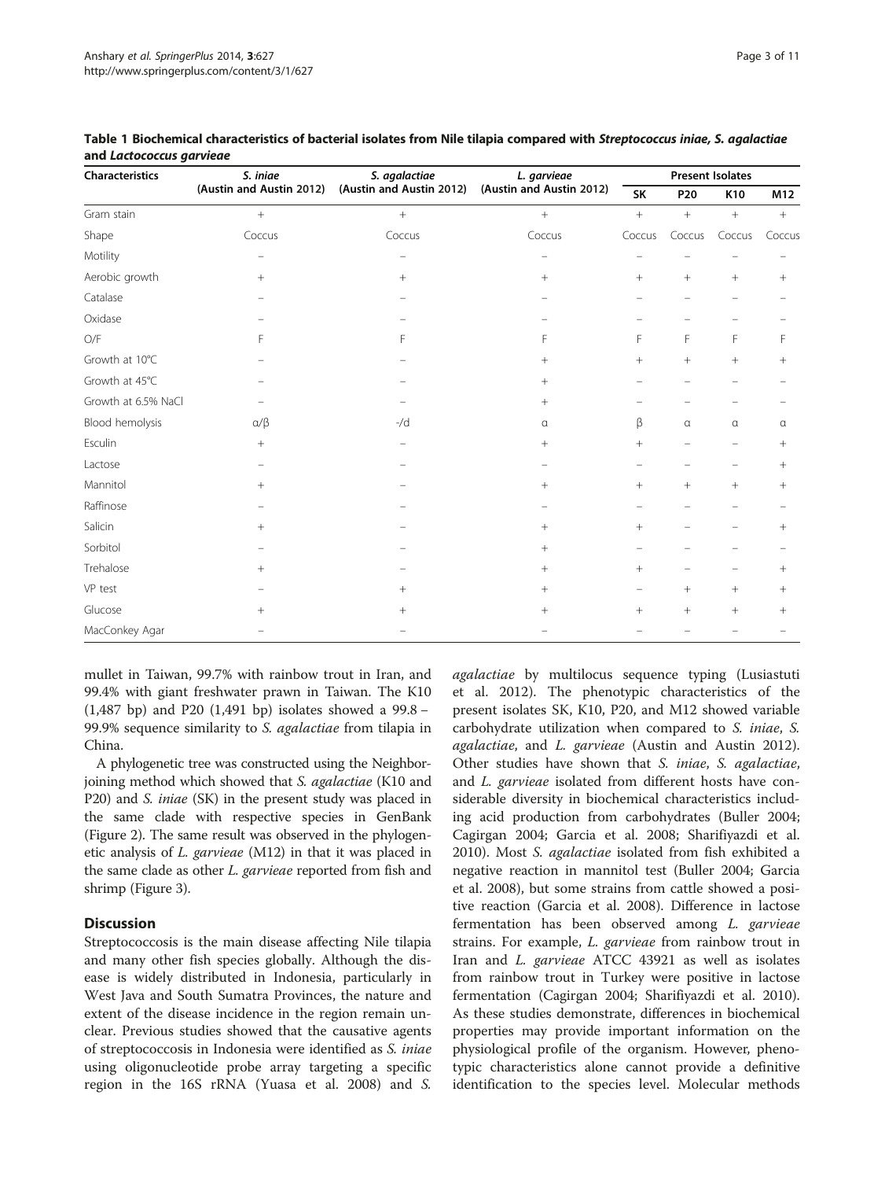**Table 1 Biochemical characteristics of bacterial isolates from Nile tilapia compared with *Streptococcus iniae*, *S. agalactiae* and *Lactococcus garvieae***

| Characteristics | *S. iniae* (Austin and Austin 2012) | *S. agalactiae* (Austin and Austin 2012) | *L. garvieae* (Austin and Austin 2012) | Present Isolates | | | |
|---|---|---|---|---|---|---|---|
| | | | | SK | P20 | K10 | M12 |
| Gram stain | + | + | + | + | + | + | + |
| Shape | Coccus | Coccus | Coccus | Coccus | Coccus | Coccus | Coccus |
| Motility | – | – | – | – | – | – | – |
| Aerobic growth | + | + | + | + | + | + | + |
| Catalase | – | – | – | – | – | – | – |
| Oxidase | – | – | – | – | – | – | – |
| O/F | F | F | F | F | F | F | F |
| Growth at 10°C | – | – | + | + | + | + | + |
| Growth at 45°C | – | – | + | – | – | – | – |
| Growth at 6.5% NaCl | – | – | + | – | – | – | – |
| Blood hemolysis | α/β | -/d | α | β | α | α | α |
| Esculin | + | – | + | + | – | – | + |
| Lactose | – | – | – | – | – | – | + |
| Mannitol | + | – | + | + | + | + | + |
| Raffinose | – | – | – | – | – | – | – |
| Salicin | + | – | + | + | – | – | + |
| Sorbitol | – | – | + | – | – | – | – |
| Trehalose | + | – | + | + | – | – | + |
| VP test | – | + | + | – | + | + | + |
| Glucose | + | + | + | + | + | + | + |
| MacConkey Agar | – | – | – | – | – | – | – |

mullet in Taiwan, 99.7% with rainbow trout in Iran, and 99.4% with giant freshwater prawn in Taiwan. The K10 (1,487 bp) and P20 (1,491 bp) isolates showed a 99.8 – 99.9% sequence similarity to *S. agalactiae* from tilapia in China.

A phylogenetic tree was constructed using the Neighbor-joining method which showed that *S. agalactiae* (K10 and P20) and *S. iniae* (SK) in the present study was placed in the same clade with respective species in GenBank (Figure 2). The same result was observed in the phylogenetic analysis of *L. garvieae* (M12) in that it was placed in the same clade as other *L. garvieae* reported from fish and shrimp (Figure 3).

## Discussion

Streptococcosis is the main disease affecting Nile tilapia and many other fish species globally. Although the disease is widely distributed in Indonesia, particularly in West Java and South Sumatra Provinces, the nature and extent of the disease incidence in the region remain unclear. Previous studies showed that the causative agents of streptococcosis in Indonesia were identified as *S. iniae* using oligonucleotide probe array targeting a specific region in the 16S rRNA (Yuasa et al. 2008) and *S. agalactiae* by multilocus sequence typing (Lusiastuti et al. 2012). The phenotypic characteristics of the present isolates SK, K10, P20, and M12 showed variable carbohydrate utilization when compared to *S. iniae*, *S. agalactiae*, and *L. garvieae* (Austin and Austin 2012). Other studies have shown that *S. iniae*, *S. agalactiae*, and *L. garvieae* isolated from different hosts have considerable diversity in biochemical characteristics including acid production from carbohydrates (Buller 2004; Cagirgan 2004; Garcia et al. 2008; Sharifiyazdi et al. 2010). Most *S. agalactiae* isolated from fish exhibited a negative reaction in mannitol test (Buller 2004; Garcia et al. 2008), but some strains from cattle showed a positive reaction (Garcia et al. 2008). Difference in lactose fermentation has been observed among *L. garvieae* strains. For example, *L. garvieae* from rainbow trout in Iran and *L. garvieae* ATCC 43921 as well as isolates from rainbow trout in Turkey were positive in lactose fermentation (Cagirgan 2004; Sharifiyazdi et al. 2010). As these studies demonstrate, differences in biochemical properties may provide important information on the physiological profile of the organism. However, phenotypic characteristics alone cannot provide a definitive identification to the species level. Molecular methods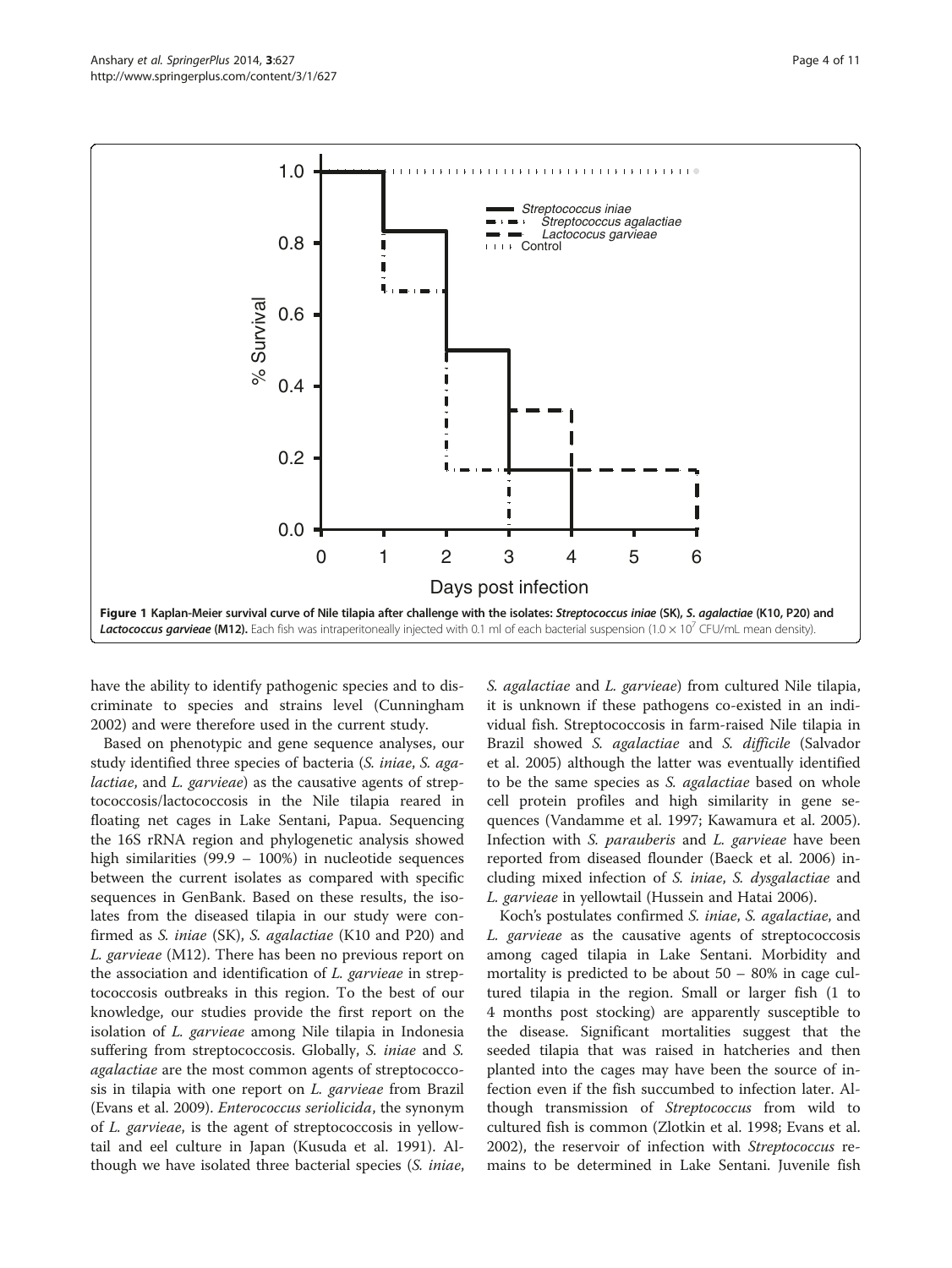**Figure 1 Kaplan-Meier survival curve of Nile tilapia after challenge with the isolates: *Streptococcus iniae* (SK), *S. agalactiae* (K10, P20) and *Lactococcus garvieae* (M12).** Each fish was intraperitoneally injected with 0.1 ml of each bacterial suspension ($1.0 \times 10^7$ CFU/mL mean density).

have the ability to identify pathogenic species and to discriminate to species and strains level (Cunningham 2002) and were therefore used in the current study.

Based on phenotypic and gene sequence analyses, our study identified three species of bacteria (*S. iniae*, *S. agalactiae*, and *L. garvieae*) as the causative agents of streptococcosis/lactococcosis in the Nile tilapia reared in floating net cages in Lake Sentani, Papua. Sequencing the 16S rRNA region and phylogenetic analysis showed high similarities (99.9 – 100%) in nucleotide sequences between the current isolates as compared with specific sequences in GenBank. Based on these results, the isolates from the diseased tilapia in our study were confirmed as *S. iniae* (SK), *S. agalactiae* (K10 and P20) and *L. garvieae* (M12). There has been no previous report on the association and identification of *L. garvieae* in streptococcosis outbreaks in this region. To the best of our knowledge, our studies provide the first report on the isolation of *L. garvieae* among Nile tilapia in Indonesia suffering from streptococcosis. Globally, *S. iniae* and *S. agalactiae* are the most common agents of streptococcosis in tilapia with one report on *L. garvieae* from Brazil (Evans et al. 2009). *Enterococcus seriolicida*, the synonym of *L. garvieae*, is the agent of streptococcosis in yellowtail and eel culture in Japan (Kusuda et al. 1991). Although we have isolated three bacterial species (*S. iniae*, *S. agalactiae* and *L. garvieae*) from cultured Nile tilapia, it is unknown if these pathogens co-existed in an individual fish. Streptococcosis in farm-raised Nile tilapia in Brazil showed *S. agalactiae* and *S. difficile* (Salvador et al. 2005) although the latter was eventually identified to be the same species as *S. agalactiae* based on whole cell protein profiles and high similarity in gene sequences (Vandamme et al. 1997; Kawamura et al. 2005). Infection with *S. parauberis* and *L. garvieae* have been reported from diseased flounder (Baeck et al. 2006) including mixed infection of *S. iniae*, *S. dysgalactiae* and *L. garvieae* in yellowtail (Hussein and Hatai 2006).

Koch's postulates confirmed *S. iniae*, *S. agalactiae*, and *L. garvieae* as the causative agents of streptococcosis among caged tilapia in Lake Sentani. Morbidity and mortality is predicted to be about 50 – 80% in cage cultured tilapia in the region. Small or larger fish (1 to 4 months post stocking) are apparently susceptible to the disease. Significant mortalities suggest that the seeded tilapia that was raised in hatcheries and then planted into the cages may have been the source of infection even if the fish succumbed to infection later. Although transmission of *Streptococcus* from wild to cultured fish is common (Zlotkin et al. 1998; Evans et al. 2002), the reservoir of infection with *Streptococcus* remains to be determined in Lake Sentani. Juvenile fish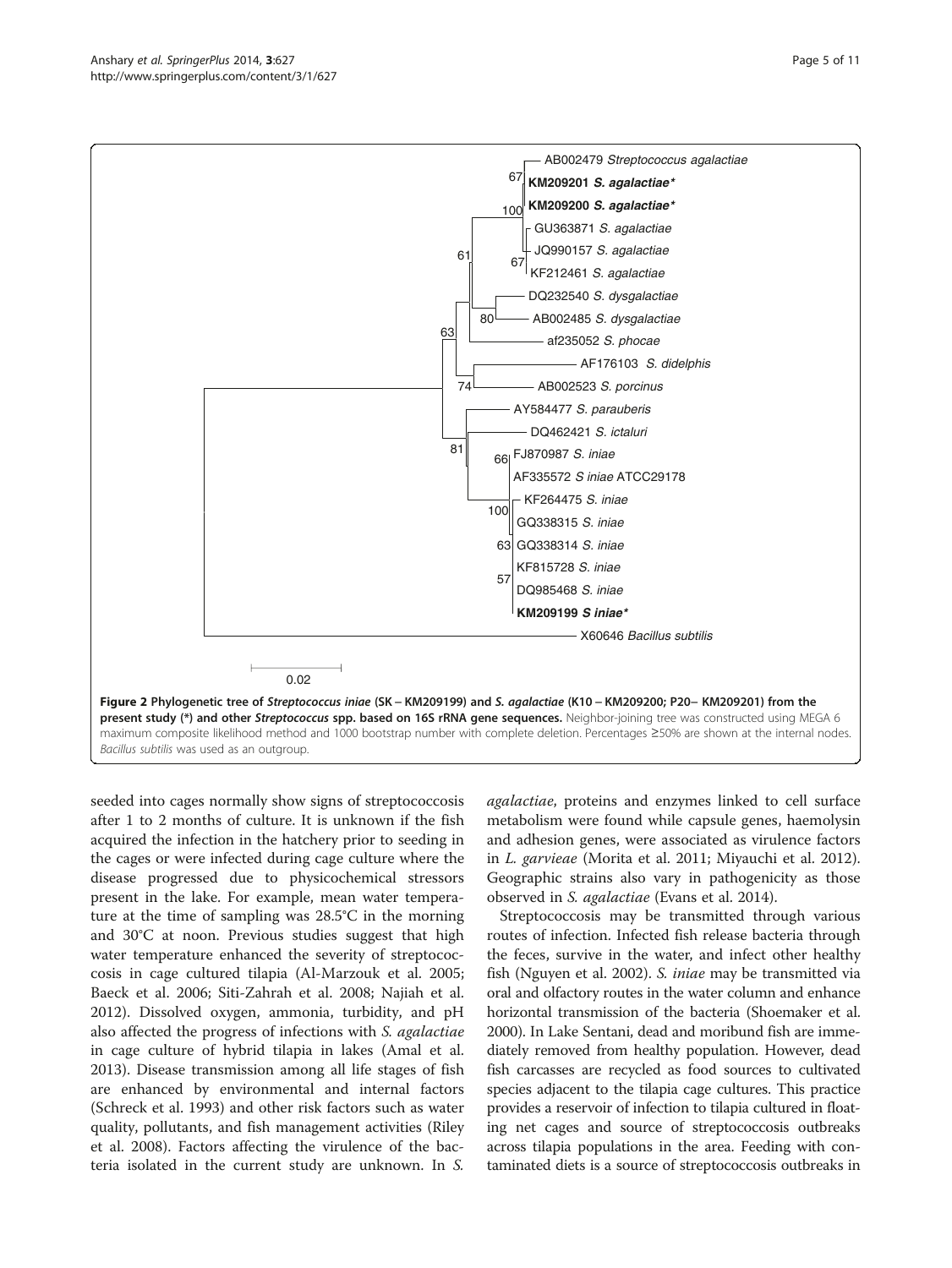**Figure 2 Phylogenetic tree of *Streptococcus iniae* (SK – KM209199) and *S. agalactiae* (K10 – KM209200; P20– KM209201) from the present study (\*) and other *Streptococcus* spp. based on 16S rRNA gene sequences.** Neighbor-joining tree was constructed using MEGA 6 maximum composite likelihood method and 1000 bootstrap number with complete deletion. Percentages ≥50% are shown at the internal nodes. *Bacillus subtilis* was used as an outgroup.

seeded into cages normally show signs of streptococcosis after 1 to 2 months of culture. It is unknown if the fish acquired the infection in the hatchery prior to seeding in the cages or were infected during cage culture where the disease progressed due to physicochemical stressors present in the lake. For example, mean water temperature at the time of sampling was 28.5°C in the morning and 30°C at noon. Previous studies suggest that high water temperature enhanced the severity of streptococcosis in cage cultured tilapia (Al-Marzouk et al. 2005; Baeck et al. 2006; Siti-Zahrah et al. 2008; Najiah et al. 2012). Dissolved oxygen, ammonia, turbidity, and pH also affected the progress of infections with *S. agalactiae* in cage culture of hybrid tilapia in lakes (Amal et al. 2013). Disease transmission among all life stages of fish are enhanced by environmental and internal factors (Schreck et al. 1993) and other risk factors such as water quality, pollutants, and fish management activities (Riley et al. 2008). Factors affecting the virulence of the bacteria isolated in the current study are unknown. In *S. agalactiae*, proteins and enzymes linked to cell surface metabolism were found while capsule genes, haemolysin and adhesion genes, were associated as virulence factors in *L. garvieae* (Morita et al. 2011; Miyauchi et al. 2012). Geographic strains also vary in pathogenicity as those observed in *S. agalactiae* (Evans et al. 2014).

Streptococcosis may be transmitted through various routes of infection. Infected fish release bacteria through the feces, survive in the water, and infect other healthy fish (Nguyen et al. 2002). *S. iniae* may be transmitted via oral and olfactory routes in the water column and enhance horizontal transmission of the bacteria (Shoemaker et al. 2000). In Lake Sentani, dead and moribund fish are immediately removed from healthy population. However, dead fish carcasses are recycled as food sources to cultivated species adjacent to the tilapia cage cultures. This practice provides a reservoir of infection to tilapia cultured in floating net cages and source of streptococcosis outbreaks across tilapia populations in the area. Feeding with contaminated diets is a source of streptococcosis outbreaks in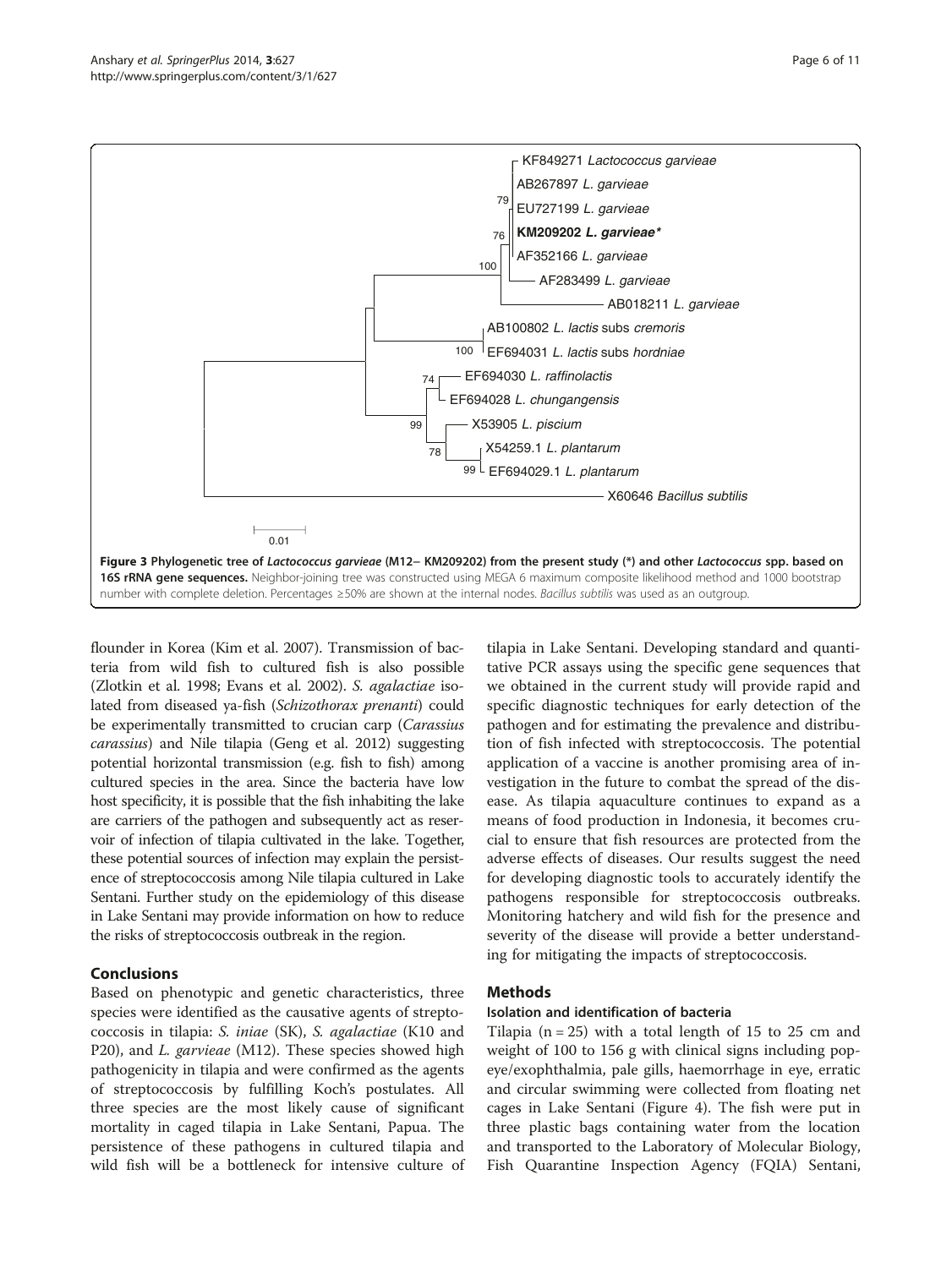KF849271 *Lactococcus garvieae*

AB267897 *L. garvieae*

EU727199 *L. garvieae*

**KM209202 *L. garvieae****

AF352166 *L. garvieae*

AF283499 *L. garvieae*

AB018211 *L. garvieae*

AB100802 *L. lactis* subs *cremoris*

EF694031 *L. lactis* subs *hordniae*

EF694030 *L. raffinolactis*

EF694028 *L. chungangensis*

X53905 *L. piscium*

X54259.1 *L. plantarum*

EF694029.1 *L. plantarum*

X60646 *Bacillus subtilis*

79

76

100

100

74

99

78

99

0.01

**Figure 3 Phylogenetic tree of *Lactococcus garvieae* (M12– KM209202) from the present study (*) and other *Lactococcus* spp. based on 16S rRNA gene sequences.** Neighbor-joining tree was constructed using MEGA 6 maximum composite likelihood method and 1000 bootstrap number with complete deletion. Percentages ≥50% are shown at the internal nodes. *Bacillus subtilis* was used as an outgroup.

flounder in Korea (Kim et al. 2007). Transmission of bacteria from wild fish to cultured fish is also possible (Zlotkin et al. 1998; Evans et al. 2002). *S. agalactiae* isolated from diseased ya-fish (*Schizothorax prenanti*) could be experimentally transmitted to crucian carp (*Carassius carassius*) and Nile tilapia (Geng et al. 2012) suggesting potential horizontal transmission (e.g. fish to fish) among cultured species in the area. Since the bacteria have low host specificity, it is possible that the fish inhabiting the lake are carriers of the pathogen and subsequently act as reservoir of infection of tilapia cultivated in the lake. Together, these potential sources of infection may explain the persistence of streptococcosis among Nile tilapia cultured in Lake Sentani. Further study on the epidemiology of this disease in Lake Sentani may provide information on how to reduce the risks of streptococcosis outbreak in the region.

## Conclusions

Based on phenotypic and genetic characteristics, three species were identified as the causative agents of streptococcosis in tilapia: *S. iniae* (SK), *S. agalactiae* (K10 and P20), and *L. garvieae* (M12). These species showed high pathogenicity in tilapia and were confirmed as the agents of streptococcosis by fulfilling Koch's postulates. All three species are the most likely cause of significant mortality in caged tilapia in Lake Sentani, Papua. The persistence of these pathogens in cultured tilapia and wild fish will be a bottleneck for intensive culture of tilapia in Lake Sentani. Developing standard and quantitative PCR assays using the specific gene sequences that we obtained in the current study will provide rapid and specific diagnostic techniques for early detection of the pathogen and for estimating the prevalence and distribution of fish infected with streptococcosis. The potential application of a vaccine is another promising area of investigation in the future to combat the spread of the disease. As tilapia aquaculture continues to expand as a means of food production in Indonesia, it becomes crucial to ensure that fish resources are protected from the adverse effects of diseases. Our results suggest the need for developing diagnostic tools to accurately identify the pathogens responsible for streptococcosis outbreaks. Monitoring hatchery and wild fish for the presence and severity of the disease will provide a better understanding for mitigating the impacts of streptococcosis.

## Methods

### Isolation and identification of bacteria

Tilapia (n = 25) with a total length of 15 to 25 cm and weight of 100 to 156 g with clinical signs including popeye/exophthalmia, pale gills, haemorrhage in eye, erratic and circular swimming were collected from floating net cages in Lake Sentani (Figure 4). The fish were put in three plastic bags containing water from the location and transported to the Laboratory of Molecular Biology, Fish Quarantine Inspection Agency (FQIA) Sentani,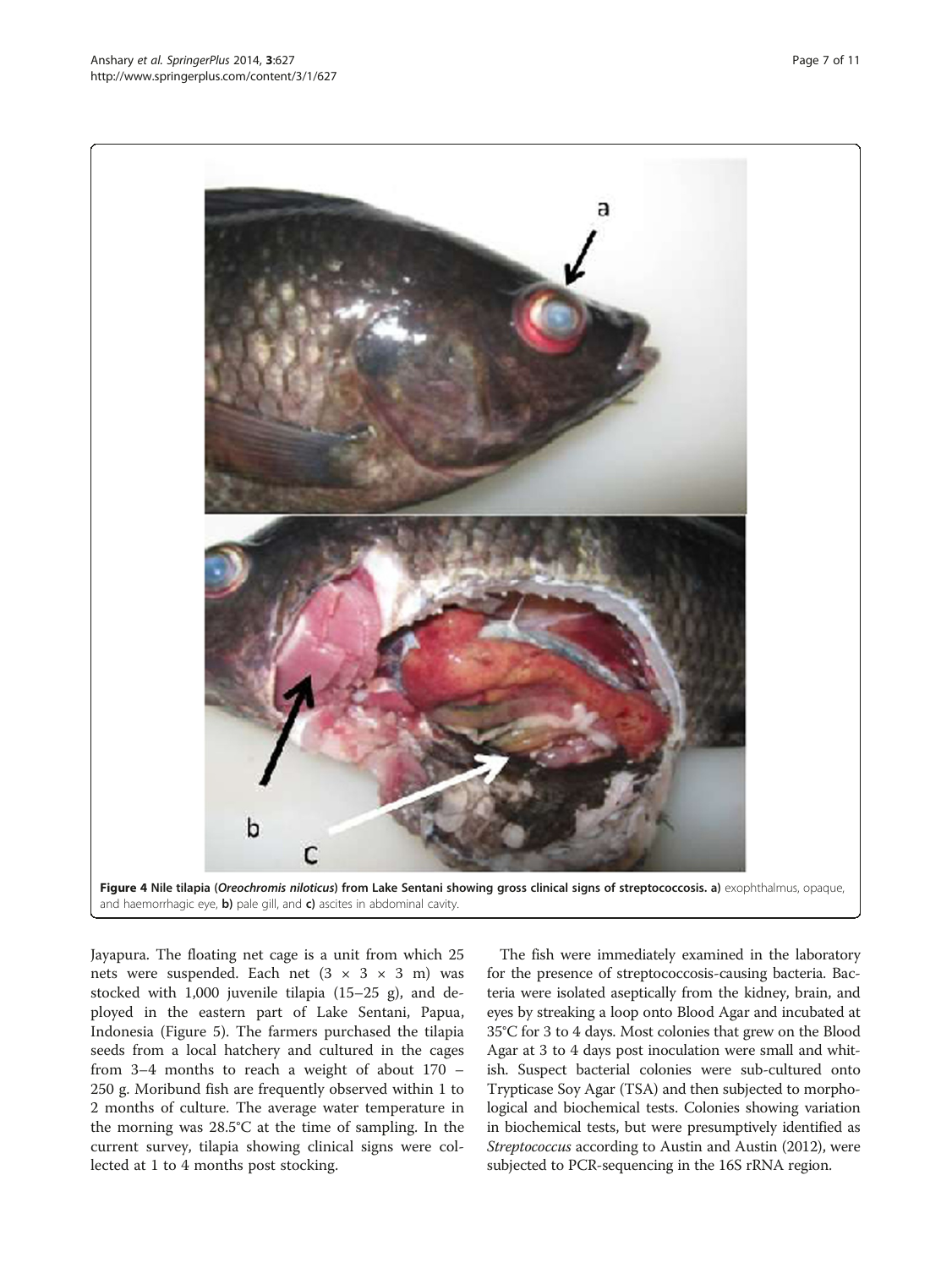**Figure 4 Nile tilapia (*Oreochromis niloticus*) from Lake Sentani showing gross clinical signs of streptococcosis. a)** exophthalmus, opaque, and haemorrhagic eye, **b)** pale gill, and **c)** ascites in abdominal cavity.

Jayapura. The floating net cage is a unit from which 25 nets were suspended. Each net (3 × 3 × 3 m) was stocked with 1,000 juvenile tilapia (15–25 g), and deployed in the eastern part of Lake Sentani, Papua, Indonesia (Figure 5). The farmers purchased the tilapia seeds from a local hatchery and cultured in the cages from 3–4 months to reach a weight of about 170 – 250 g. Moribund fish are frequently observed within 1 to 2 months of culture. The average water temperature in the morning was 28.5°C at the time of sampling. In the current survey, tilapia showing clinical signs were collected at 1 to 4 months post stocking.

The fish were immediately examined in the laboratory for the presence of streptococcosis-causing bacteria. Bacteria were isolated aseptically from the kidney, brain, and eyes by streaking a loop onto Blood Agar and incubated at 35°C for 3 to 4 days. Most colonies that grew on the Blood Agar at 3 to 4 days post inoculation were small and whitish. Suspect bacterial colonies were sub-cultured onto Trypticase Soy Agar (TSA) and then subjected to morphological and biochemical tests. Colonies showing variation in biochemical tests, but were presumptively identified as *Streptococcus* according to Austin and Austin (2012), were subjected to PCR-sequencing in the 16S rRNA region.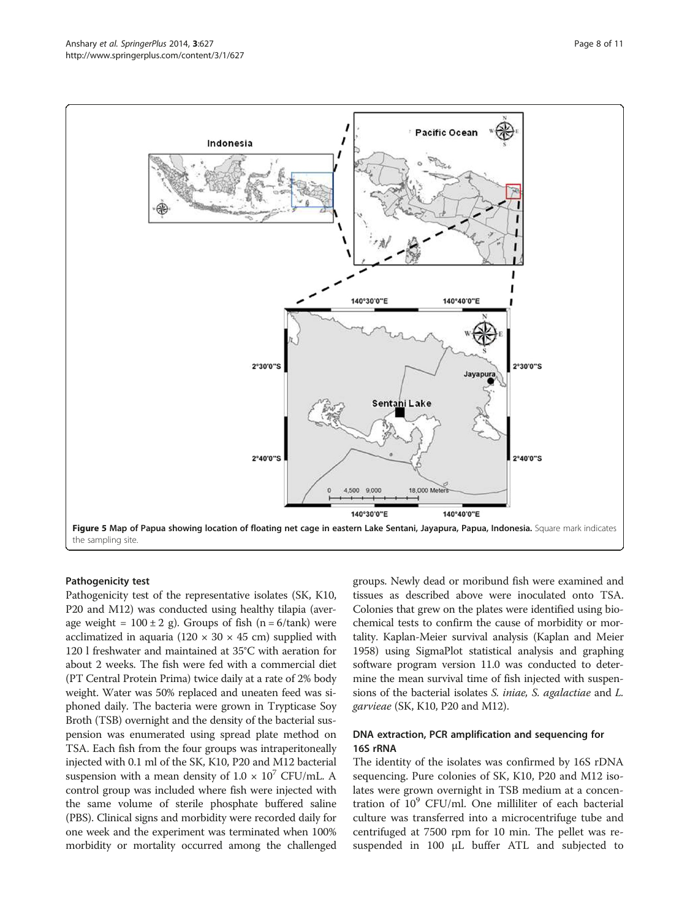**Figure 5 Map of Papua showing location of floating net cage in eastern Lake Sentani, Jayapura, Papua, Indonesia.** Square mark indicates the sampling site.

#### Pathogenicity test

Pathogenicity test of the representative isolates (SK, K10, P20 and M12) was conducted using healthy tilapia (average weight = 100 ± 2 g). Groups of fish (n = 6/tank) were acclimatized in aquaria (120 × 30 × 45 cm) supplied with 120 l freshwater and maintained at 35°C with aeration for about 2 weeks. The fish were fed with a commercial diet (PT Central Protein Prima) twice daily at a rate of 2% body weight. Water was 50% replaced and uneaten feed was siphoned daily. The bacteria were grown in Trypticase Soy Broth (TSB) overnight and the density of the bacterial suspension was enumerated using spread plate method on TSA. Each fish from the four groups was intraperitoneally injected with 0.1 ml of the SK, K10, P20 and M12 bacterial suspension with a mean density of $1.0 \times 10^7$ CFU/mL. A control group was included where fish were injected with the same volume of sterile phosphate buffered saline (PBS). Clinical signs and morbidity were recorded daily for one week and the experiment was terminated when 100% morbidity or mortality occurred among the challenged groups. Newly dead or moribund fish were examined and tissues as described above were inoculated onto TSA. Colonies that grew on the plates were identified using biochemical tests to confirm the cause of morbidity or mortality. Kaplan-Meier survival analysis (Kaplan and Meier 1958) using SigmaPlot statistical analysis and graphing software program version 11.0 was conducted to determine the mean survival time of fish injected with suspensions of the bacterial isolates *S. iniae*, *S. agalactiae* and *L. garvieae* (SK, K10, P20 and M12).

#### DNA extraction, PCR amplification and sequencing for 16S rRNA

The identity of the isolates was confirmed by 16S rDNA sequencing. Pure colonies of SK, K10, P20 and M12 isolates were grown overnight in TSB medium at a concentration of $10^9$ CFU/ml. One milliliter of each bacterial culture was transferred into a microcentrifuge tube and centrifuged at 7500 rpm for 10 min. The pellet was resuspended in 100 μL buffer ATL and subjected to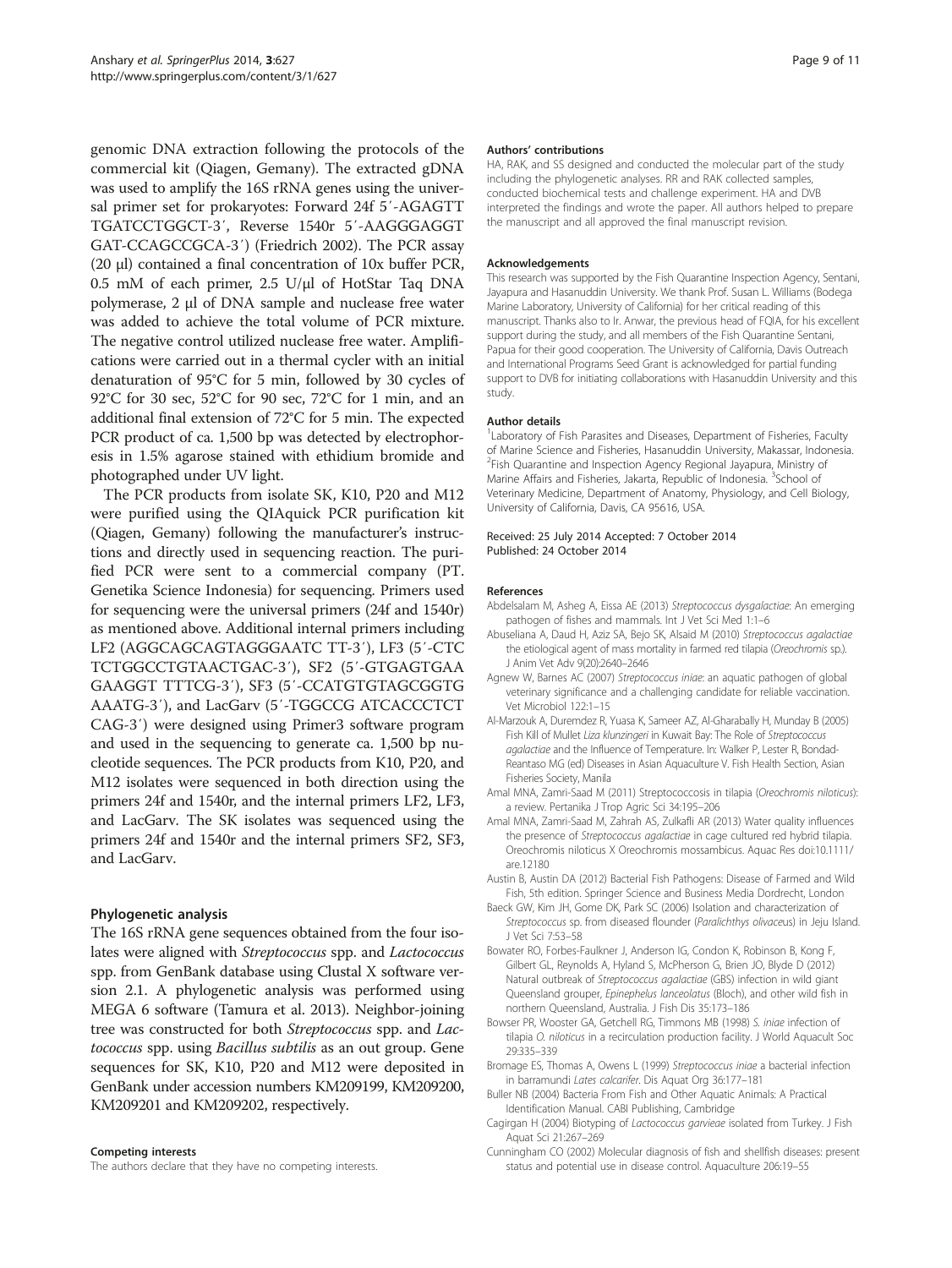genomic DNA extraction following the protocols of the commercial kit (Qiagen, Gemany). The extracted gDNA was used to amplify the 16S rRNA genes using the universal primer set for prokaryotes: Forward 24f 5′-AGAGTT TGATCCTGGCT-3′, Reverse 1540r 5′-AAGGGAGGT GAT-CCAGCCGCA-3′) (Friedrich 2002). The PCR assay (20 μl) contained a final concentration of 10x buffer PCR, 0.5 mM of each primer, 2.5 U/μl of HotStar Taq DNA polymerase, 2 μl of DNA sample and nuclease free water was added to achieve the total volume of PCR mixture. The negative control utilized nuclease free water. Amplifications were carried out in a thermal cycler with an initial denaturation of 95°C for 5 min, followed by 30 cycles of 92°C for 30 sec, 52°C for 90 sec, 72°C for 1 min, and an additional final extension of 72°C for 5 min. The expected PCR product of ca. 1,500 bp was detected by electrophoresis in 1.5% agarose stained with ethidium bromide and photographed under UV light.

The PCR products from isolate SK, K10, P20 and M12 were purified using the QIAquick PCR purification kit (Qiagen, Gemany) following the manufacturer's instructions and directly used in sequencing reaction. The purified PCR were sent to a commercial company (PT. Genetika Science Indonesia) for sequencing. Primers used for sequencing were the universal primers (24f and 1540r) as mentioned above. Additional internal primers including LF2 (AGGCAGCAGTAGGGAATC TT-3′), LF3 (5′-CTC TCTGGCCTGTAACTGAC-3′), SF2 (5′-GTGAGTGAA GAAGGT TTTCG-3′), SF3 (5′-CCATGTGTAGCGGTG AAATG-3′), and LacGarv (5′-TGGCCG ATCACCCTCT CAG-3′) were designed using Primer3 software program and used in the sequencing to generate ca. 1,500 bp nucleotide sequences. The PCR products from K10, P20, and M12 isolates were sequenced in both direction using the primers 24f and 1540r, and the internal primers LF2, LF3, and LacGarv. The SK isolates was sequenced using the primers 24f and 1540r and the internal primers SF2, SF3, and LacGarv.

### Phylogenetic analysis

The 16S rRNA gene sequences obtained from the four isolates were aligned with *Streptococcus* spp. and *Lactococcus* spp. from GenBank database using Clustal X software version 2.1. A phylogenetic analysis was performed using MEGA 6 software (Tamura et al. 2013). Neighbor-joining tree was constructed for both *Streptococcus* spp. and *Lactococcus* spp. using *Bacillus subtilis* as an out group. Gene sequences for SK, K10, P20 and M12 were deposited in GenBank under accession numbers KM209199, KM209200, KM209201 and KM209202, respectively.

#### Competing interests

The authors declare that they have no competing interests.

#### Authors' contributions

HA, RAK, and SS designed and conducted the molecular part of the study including the phylogenetic analyses. RR and RAK collected samples, conducted biochemical tests and challenge experiment. HA and DVB interpreted the findings and wrote the paper. All authors helped to prepare the manuscript and all approved the final manuscript revision.

#### Acknowledgements

This research was supported by the Fish Quarantine Inspection Agency, Sentani, Jayapura and Hasanuddin University. We thank Prof. Susan L. Williams (Bodega Marine Laboratory, University of California) for her critical reading of this manuscript. Thanks also to Ir. Anwar, the previous head of FQIA, for his excellent support during the study, and all members of the Fish Quarantine Sentani, Papua for their good cooperation. The University of California, Davis Outreach and International Programs Seed Grant is acknowledged for partial funding support to DVB for initiating collaborations with Hasanuddin University and this study.

#### Author details

[1]Laboratory of Fish Parasites and Diseases, Department of Fisheries, Faculty of Marine Science and Fisheries, Hasanuddin University, Makassar, Indonesia. [2]Fish Quarantine and Inspection Agency Regional Jayapura, Ministry of Marine Affairs and Fisheries, Jakarta, Republic of Indonesia. [3]School of Veterinary Medicine, Department of Anatomy, Physiology, and Cell Biology, University of California, Davis, CA 95616, USA.

Received: 25 July 2014 Accepted: 7 October 2014
Published: 24 October 2014

#### References

Abdelsalam M, Asheg A, Eissa AE (2013) *Streptococcus dysgalactiae*: An emerging pathogen of fishes and mammals. Int J Vet Sci Med 1:1–6

Abuseliana A, Daud H, Aziz SA, Bejo SK, Alsaid M (2010) *Streptococcus agalactiae* the etiological agent of mass mortality in farmed red tilapia (*Oreochromis* sp.). J Anim Vet Adv 9(20):2640–2646

Agnew W, Barnes AC (2007) *Streptococcus iniae*: an aquatic pathogen of global veterinary significance and a challenging candidate for reliable vaccination. Vet Microbiol 122:1–15

Al-Marzouk A, Duremdez R, Yuasa K, Sameer AZ, Al-Gharabally H, Munday B (2005) Fish Kill of Mullet *Liza klunzingeri* in Kuwait Bay: The Role of *Streptococcus agalactiae* and the Influence of Temperature. In: Walker P, Lester R, Bondad-Reantaso MG (ed) Diseases in Asian Aquaculture V. Fish Health Section, Asian Fisheries Society, Manila

Amal MNA, Zamri-Saad M (2011) Streptococcosis in tilapia (*Oreochromis niloticus*): a review. Pertanika J Trop Agric Sci 34:195–206

Amal MNA, Zamri-Saad M, Zahrah AS, Zulkafli AR (2013) Water quality influences the presence of *Streptococcus agalactiae* in cage cultured red hybrid tilapia. Oreochromis niloticus X Oreochromis mossambicus. Aquac Res doi:10.1111/are.12180

Austin B, Austin DA (2012) Bacterial Fish Pathogens: Disease of Farmed and Wild Fish, 5th edition. Springer Science and Business Media Dordrecht, London

Baeck GW, Kim JH, Gome DK, Park SC (2006) Isolation and characterization of *Streptococcus* sp. from diseased flounder (*Paralichthys olivaceus*) in Jeju Island. J Vet Sci 7:53–58

Bowater RO, Forbes-Faulkner J, Anderson IG, Condon K, Robinson B, Kong F, Gilbert GL, Reynolds A, Hyland S, McPherson G, Brien JO, Blyde D (2012) Natural outbreak of *Streptococcus agalactiae* (GBS) infection in wild giant Queensland grouper, *Epinephelus lanceolatus* (Bloch), and other wild fish in northern Queensland, Australia. J Fish Dis 35:173–186

Bowser PR, Wooster GA, Getchell RG, Timmons MB (1998) *S. iniae* infection of tilapia *O. niloticus* in a recirculation production facility. J World Aquacult Soc 29:335–339

Bromage ES, Thomas A, Owens L (1999) *Streptococcus iniae* a bacterial infection in barramundi *Lates calcarifer*. Dis Aquat Org 36:177–181

Buller NB (2004) Bacteria From Fish and Other Aquatic Animals: A Practical Identification Manual. CABI Publishing, Cambridge

Cagirgan H (2004) Biotyping of *Lactococcus garvieae* isolated from Turkey. J Fish Aquat Sci 21:267–269

Cunningham CO (2002) Molecular diagnosis of fish and shellfish diseases: present status and potential use in disease control. Aquaculture 206:19–55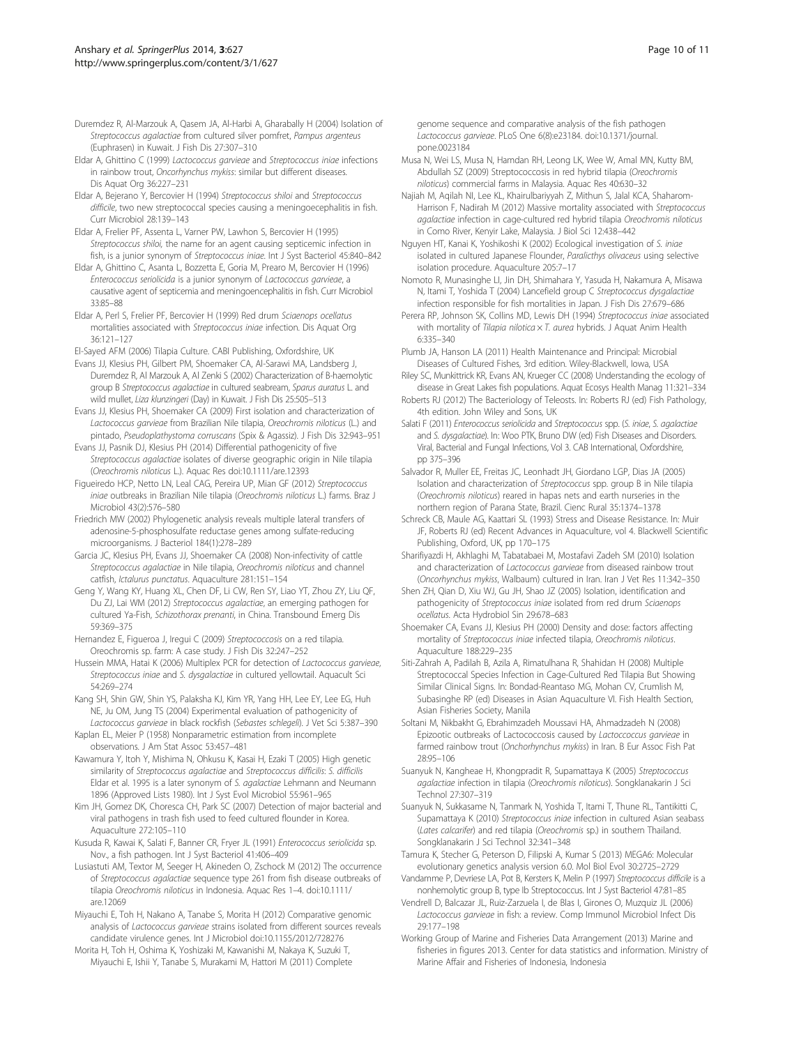Duremdez R, Al-Marzouk A, Qasem JA, Al-Harbi A, Gharabally H (2004) Isolation of *Streptococcus agalactiae* from cultured silver pomfret, *Pampus argenteus* (Euphrasen) in Kuwait. J Fish Dis 27:307–310

Eldar A, Ghittino C (1999) *Lactococcus garvieae* and *Streptococcus iniae* infections in rainbow trout, *Oncorhynchus mykiss*: similar but different diseases. Dis Aquat Org 36:227–231

Eldar A, Bejerano Y, Bercovier H (1994) *Streptococcus shiloi* and *Streptococcus difficile*, two new streptococcal species causing a meningoecephalitis in fish. Curr Microbiol 28:139–143

Eldar A, Frelier PF, Assenta L, Varner PW, Lawhon S, Bercovier H (1995) *Streptococcus shiloi*, the name for an agent causing septicemic infection in fish, is a junior synonym of *Streptococcus iniae*. Int J Syst Bacteriol 45:840–842

Eldar A, Ghittino C, Asanta L, Bozzetta E, Goria M, Prearo M, Bercovier H (1996) *Enterococcus seriolicida* is a junior synonym of *Lactococcus garvieae*, a causative agent of septicemia and meningoencephalitis in fish. Curr Microbiol 33:85–88

Eldar A, Perl S, Frelier PF, Bercovier H (1999) Red drum *Sciaenops ocellatus* mortalities associated with *Streptococcus iniae* infection. Dis Aquat Org 36:121–127

El-Sayed AFM (2006) Tilapia Culture. CABI Publishing, Oxfordshire, UK

Evans JJ, Klesius PH, Gilbert PM, Shoemaker CA, Al-Sarawi MA, Landsberg J, Duremdez R, Al Marzouk A, Al Zenki S (2002) Characterization of Β-haemolytic group B *Streptococcus agalactiae* in cultured seabream, *Sparus auratus* L. and wild mullet, *Liza klunzingeri* (Day) in Kuwait. J Fish Dis 25:505–513

Evans JJ, Klesius PH, Shoemaker CA (2009) First isolation and characterization of *Lactococcus garvieae* from Brazilian Nile tilapia, *Oreochromis niloticus* (L.) and pintado, *Pseudoplathystoma corruscans* (Spix & Agassiz). J Fish Dis 32:943–951

Evans JJ, Pasnik DJ, Klesius PH (2014) Differential pathogenicity of five *Streptococcus agalactiae* isolates of diverse geographic origin in Nile tilapia (*Oreochromis niloticus* L.). Aquac Res doi:10.1111/are.12393

Figueiredo HCP, Netto LN, Leal CAG, Pereira UP, Mian GF (2012) *Streptococcus iniae* outbreaks in Brazilian Nile tilapia (*Oreochromis niloticus* L.) farms. Braz J Microbiol 43(2):576–580

Friedrich MW (2002) Phylogenetic analysis reveals multiple lateral transfers of adenosine-5-phosphosulfate reductase genes among sulfate-reducing microorganisms. J Bacteriol 184(1):278–289

Garcia JC, Klesius PH, Evans JJ, Shoemaker CA (2008) Non-infectivity of cattle *Streptococcus agalactiae* in Nile tilapia, *Oreochromis niloticus* and channel catfish, *Ictalurus punctatus*. Aquaculture 281:151–154

Geng Y, Wang KY, Huang XL, Chen DF, Li CW, Ren SY, Liao YT, Zhou ZY, Liu QF, Du ZJ, Lai WM (2012) *Streptococcus agalactiae*, an emerging pathogen for cultured Ya-Fish, *Schizothorax prenanti*, in China. Transbound Emerg Dis 59:369–375

Hernandez E, Figueroa J, Iregui C (2009) *Streptococcosis* on a red tilapia. Oreochromis sp. farm: A case study. J Fish Dis 32:247–252

Hussein MMA, Hatai K (2006) Multiplex PCR for detection of *Lactococcus garvieae*, *Streptococcus iniae* and *S. dysgalactiae* in cultured yellowtail. Aquacult Sci 54:269–274

Kang SH, Shin GW, Shin YS, Palaksha KJ, Kim YR, Yang HH, Lee EY, Lee EG, Huh NE, Ju OM, Jung TS (2004) Experimental evaluation of pathogenicity of *Lactococcus garvieae* in black rockfish (*Sebastes schlegeli*). J Vet Sci 5:387–390

Kaplan EL, Meier P (1958) Nonparametric estimation from incomplete observations. J Am Stat Assoc 53:457–481

Kawamura Y, Itoh Y, Mishima N, Ohkusu K, Kasai H, Ezaki T (2005) High genetic similarity of *Streptococcus agalactiae* and *Streptococcus difficilis*: *S. difficilis* Eldar et al. 1995 is a later synonym of *S. agalactiae* Lehmann and Neumann 1896 (Approved Lists 1980). Int J Syst Evol Microbiol 55:961–965

Kim JH, Gomez DK, Choresca CH, Park SC (2007) Detection of major bacterial and viral pathogens in trash fish used to feed cultured flounder in Korea. Aquaculture 272:105–110

Kusuda R, Kawai K, Salati F, Banner CR, Fryer JL (1991) *Enterococcus seriolicida* sp. Nov., a fish pathogen. Int J Syst Bacteriol 41:406–409

Lusiastuti AM, Textor M, Seeger H, Akineden O, Zschock M (2012) The occurrence of *Streptococcus agalactiae* sequence type 261 from fish disease outbreaks of tilapia *Oreochromis niloticus* in Indonesia. Aquac Res 1–4. doi:10.1111/are.12069

Miyauchi E, Toh H, Nakano A, Tanabe S, Morita H (2012) Comparative genomic analysis of *Lactococcus garvieae* strains isolated from different sources reveals candidate virulence genes. Int J Microbiol doi:10.1155/2012/728276

Morita H, Toh H, Oshima K, Yoshizaki M, Kawanishi M, Nakaya K, Suzuki T, Miyauchi E, Ishii Y, Tanabe S, Murakami M, Hattori M (2011) Complete genome sequence and comparative analysis of the fish pathogen *Lactococcus garvieae*. PLoS One 6(8):e23184. doi:10.1371/journal.pone.0023184

Musa N, Wei LS, Musa N, Hamdan RH, Leong LK, Wee W, Amal MN, Kutty BM, Abdullah SZ (2009) Streptococcosis in red hybrid tilapia (*Oreochromis niloticus*) commercial farms in Malaysia. Aquac Res 40:630–32

Najiah M, Aqilah NI, Lee KL, Khairulbariyyah Z, Mithun S, Jalal KCA, Shaharom-Harrison F, Nadirah M (2012) Massive mortality associated with *Streptococcus agalactiae* infection in cage-cultured red hybrid tilapia *Oreochromis niloticus* in Como River, Kenyir Lake, Malaysia. J Biol Sci 12:438–442

Nguyen HT, Kanai K, Yoshikoshi K (2002) Ecological investigation of *S. iniae* isolated in cultured Japanese Flounder, *Paralicthys olivaceus* using selective isolation procedure. Aquaculture 205:7–17

Nomoto R, Munasinghe LI, Jin DH, Shimahara Y, Yasuda H, Nakamura A, Misawa N, Itami T, Yoshida T (2004) Lancefield group C *Streptococcus dysgalactiae* infection responsible for fish mortalities in Japan. J Fish Dis 27:679–686

Perera RP, Johnson SK, Collins MD, Lewis DH (1994) *Streptococcus iniae* associated with mortality of *Tilapia nilotica* × *T. aurea* hybrids. J Aquat Anim Health 6:335–340

Plumb JA, Hanson LA (2011) Health Maintenance and Principal: Microbial Diseases of Cultured Fishes, 3rd edition. Wiley-Blackwell, Iowa, USA

Riley SC, Munkittrick KR, Evans AN, Krueger CC (2008) Understanding the ecology of disease in Great Lakes fish populations. Aquat Ecosys Health Manag 11:321–334

Roberts RJ (2012) The Bacteriology of Teleosts. In: Roberts RJ (ed) Fish Pathology, 4th edition. John Wiley and Sons, UK

Salati F (2011) *Enterococcus seriolicida* and *Streptococcus* spp. (*S. iniae*, *S. agalactiae* and *S. dysgalactiae*). In: Woo PTK, Bruno DW (ed) Fish Diseases and Disorders. Viral, Bacterial and Fungal Infections, Vol 3. CAB International, Oxfordshire, pp 375–396

Salvador R, Muller EE, Freitas JC, Leonhadt JH, Giordano LGP, Dias JA (2005) Isolation and characterization of *Streptococcus* spp. group B in Nile tilapia (*Oreochromis niloticus*) reared in hapas nets and earth nurseries in the northern region of Parana State, Brazil. Cienc Rural 35:1374–1378

Schreck CB, Maule AG, Kaattari SL (1993) Stress and Disease Resistance. In: Muir JF, Roberts RJ (ed) Recent Advances in Aquaculture, vol 4. Blackwell Scientific Publishing, Oxford, UK, pp 170–175

Sharifiyazdi H, Akhlaghi M, Tabatabaei M, Mostafavi Zadeh SM (2010) Isolation and characterization of *Lactococcus garvieae* from diseased rainbow trout (*Oncorhynchus mykiss*, Walbaum) cultured in Iran. Iran J Vet Res 11:342–350

Shen ZH, Qian D, Xiu WJ, Gu JH, Shao JZ (2005) Isolation, identification and pathogenicity of *Streptococcus iniae* isolated from red drum *Sciaenops ocellatus*. Acta Hydrobiol Sin 29:678–683

Shoemaker CA, Evans JJ, Klesius PH (2000) Density and dose: factors affecting mortality of *Streptococcus iniae* infected tilapia, *Oreochromis niloticus*. Aquaculture 188:229–235

Siti-Zahrah A, Padilah B, Azila A, Rimatulhana R, Shahidan H (2008) Multiple Streptococcal Species Infection in Cage-Cultured Red Tilapia But Showing Similar Clinical Signs. In: Bondad-Reantaso MG, Mohan CV, Crumlish M, Subasinghe RP (ed) Diseases in Asian Aquaculture VI. Fish Health Section, Asian Fisheries Society, Manila

Soltani M, Nikbakht G, Ebrahimzadeh Moussavi HA, Ahmadzadeh N (2008) Epizootic outbreaks of Lactococcosis caused by *Lactococcus garvieae* in farmed rainbow trout (*Onchorhynchus mykiss*) in Iran. B Eur Assoc Fish Pat 28:95–106

Suanyuk N, Kangheae H, Khongpradit R, Supamattaya K (2005) *Streptococcus agalactiae* infection in tilapia (*Oreochromis niloticus*). Songklanakarin J Sci Technol 27:307–319

Suanyuk N, Sukkasame N, Tanmark N, Yoshida T, Itami T, Thune RL, Tantikitti C, Supamattaya K (2010) *Streptococcus iniae* infection in cultured Asian seabass (*Lates calcarifer*) and red tilapia (*Oreochromis* sp.) in southern Thailand. Songklanakarin J Sci Technol 32:341–348

Tamura K, Stecher G, Peterson D, Filipski A, Kumar S (2013) MEGA6: Molecular evolutionary genetics analysis version 6.0. Mol Biol Evol 30:2725–2729

Vandamme P, Devriese LA, Pot B, Kersters K, Melin P (1997) *Streptococcus difficile* is a nonhemolytic group B, type Ib Streptococcus. Int J Syst Bacteriol 47:81–85

Vendrell D, Balcazar JL, Ruiz-Zarzuela I, de Blas I, Girones O, Muzquiz JL (2006) *Lactococcus garvieae* in fish: a review. Comp Immunol Microbiol Infect Dis 29:177–198

Working Group of Marine and Fisheries Data Arrangement (2013) Marine and fisheries in figures 2013. Center for data statistics and information. Ministry of Marine Affair and Fisheries of Indonesia, Indonesia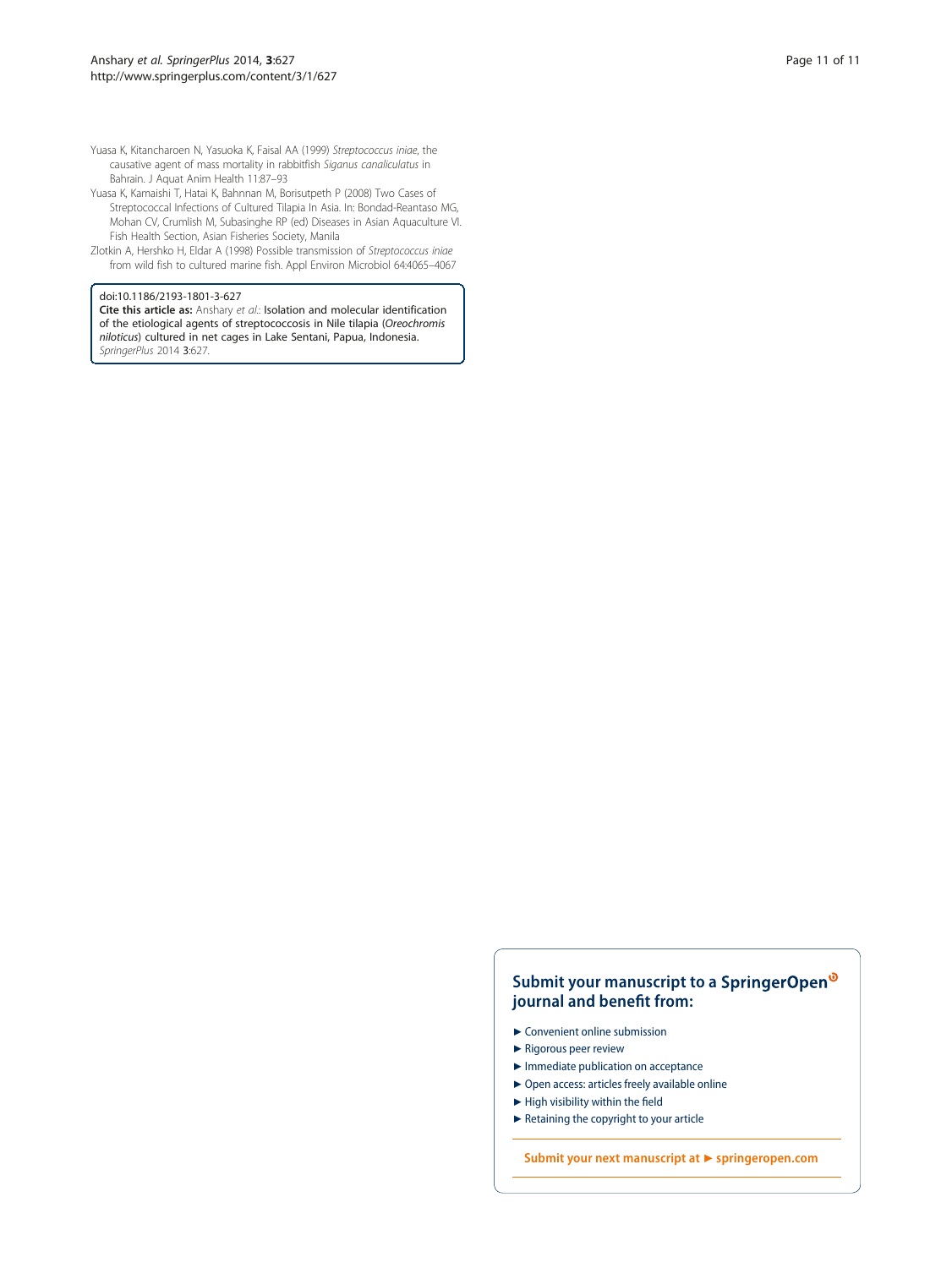Yuasa K, Kitancharoen N, Yasuoka K, Faisal AA (1999) *Streptococcus iniae*, the causative agent of mass mortality in rabbitfish *Siganus canaliculatus* in Bahrain. J Aquat Anim Health 11:87–93

Yuasa K, Kamaishi T, Hatai K, Bahnnan M, Borisutpeth P (2008) Two Cases of Streptococcal Infections of Cultured Tilapia In Asia. In: Bondad-Reantaso MG, Mohan CV, Crumlish M, Subasinghe RP (ed) Diseases in Asian Aquaculture VI. Fish Health Section, Asian Fisheries Society, Manila

Zlotkin A, Hershko H, Eldar A (1998) Possible transmission of *Streptococcus iniae* from wild fish to cultured marine fish. Appl Environ Microbiol 64:4065–4067

doi:10.1186/2193-1801-3-627

**Cite this article as:** Anshary *et al.*: Isolation and molecular identification of the etiological agents of streptococcosis in Nile tilapia (*Oreochromis niloticus*) cultured in net cages in Lake Sentani, Papua, Indonesia. *SpringerPlus* 2014 **3**:627.

**Submit your manuscript to a SpringerOpen journal and benefit from:**

- ► Convenient online submission
- ► Rigorous peer review
- ► Immediate publication on acceptance
- ► Open access: articles freely available online
- ► High visibility within the field
- ► Retaining the copyright to your article

**Submit your next manuscript at ► springeropen.com**